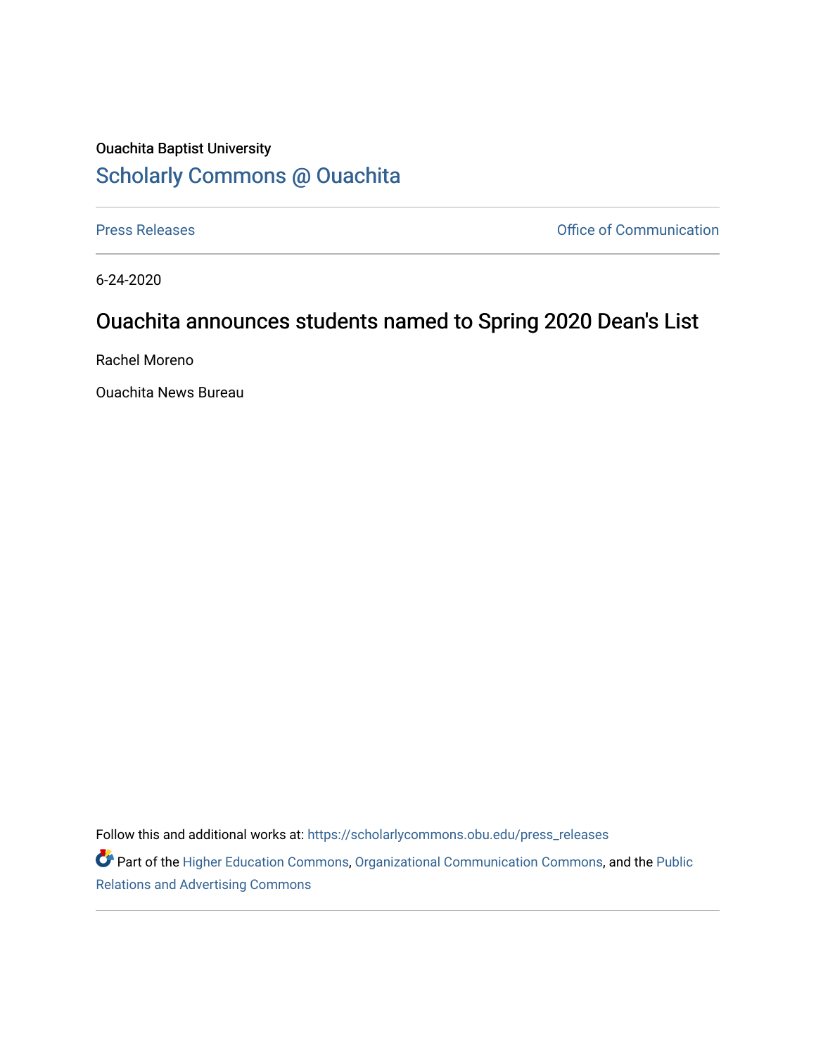Ouachita Baptist University

# Scholarly Commons @ Ouachita

Press Releases | Office of Communication

6-24-2020

## Ouachita announces students named to Spring 2020 Dean's List

Rachel Moreno

Ouachita News Bureau

Follow this and additional works at: https://scholarlycommons.obu.edu/press_releases

Part of the Higher Education Commons, Organizational Communication Commons, and the Public Relations and Advertising Commons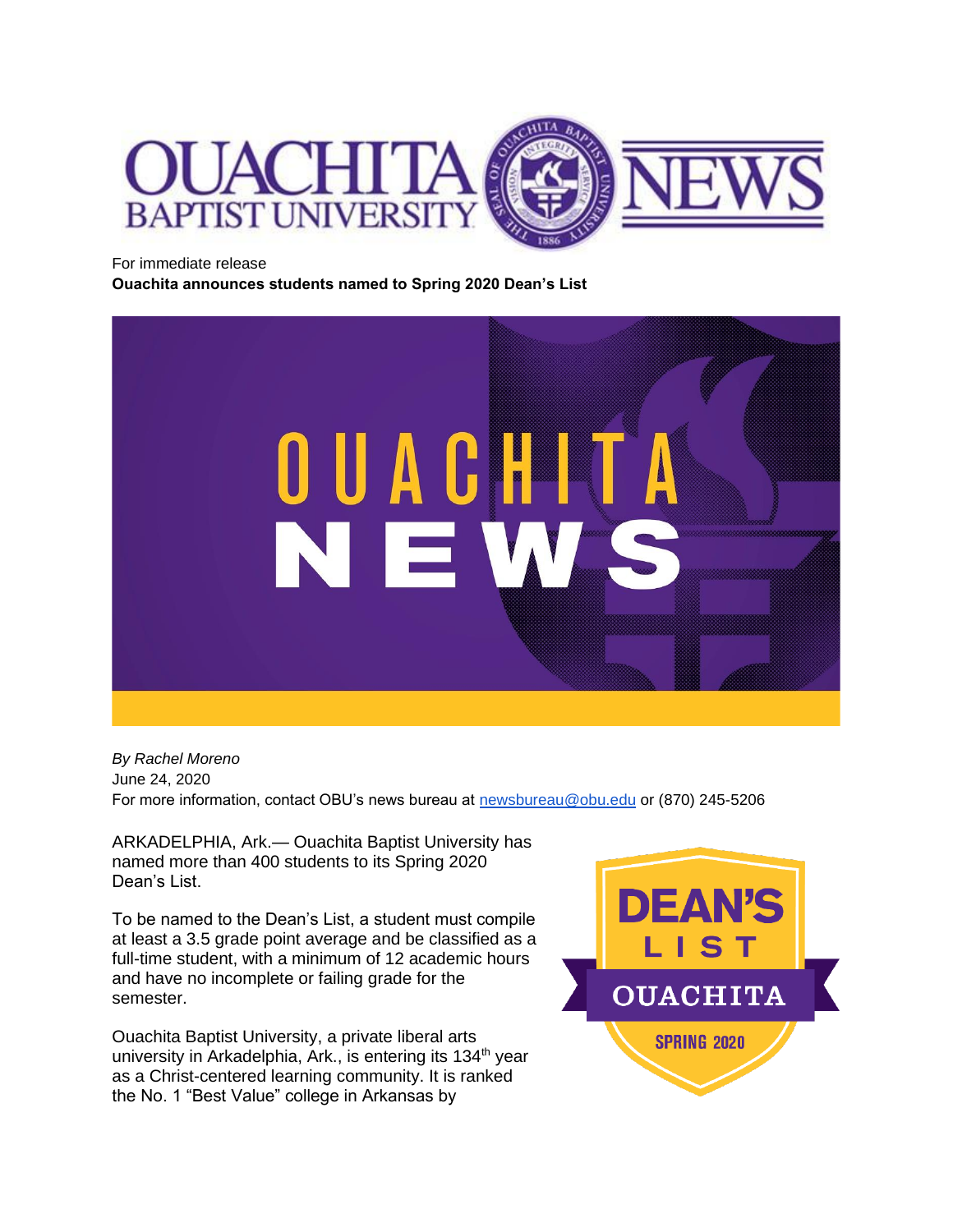For immediate release

**Ouachita announces students named to Spring 2020 Dean's List**

*By Rachel Moreno*

June 24, 2020

For more information, contact OBU's news bureau at [newsbureau@obu.edu](mailto:newsbureau@obu.edu) or (870) 245-5206

ARKADELPHIA, Ark.— Ouachita Baptist University has named more than 400 students to its Spring 2020 Dean's List.

To be named to the Dean's List, a student must compile at least a 3.5 grade point average and be classified as a full-time student, with a minimum of 12 academic hours and have no incomplete or failing grade for the semester.

Ouachita Baptist University, a private liberal arts university in Arkadelphia, Ark., is entering its 134th year as a Christ-centered learning community. It is ranked the No. 1 "Best Value" college in Arkansas by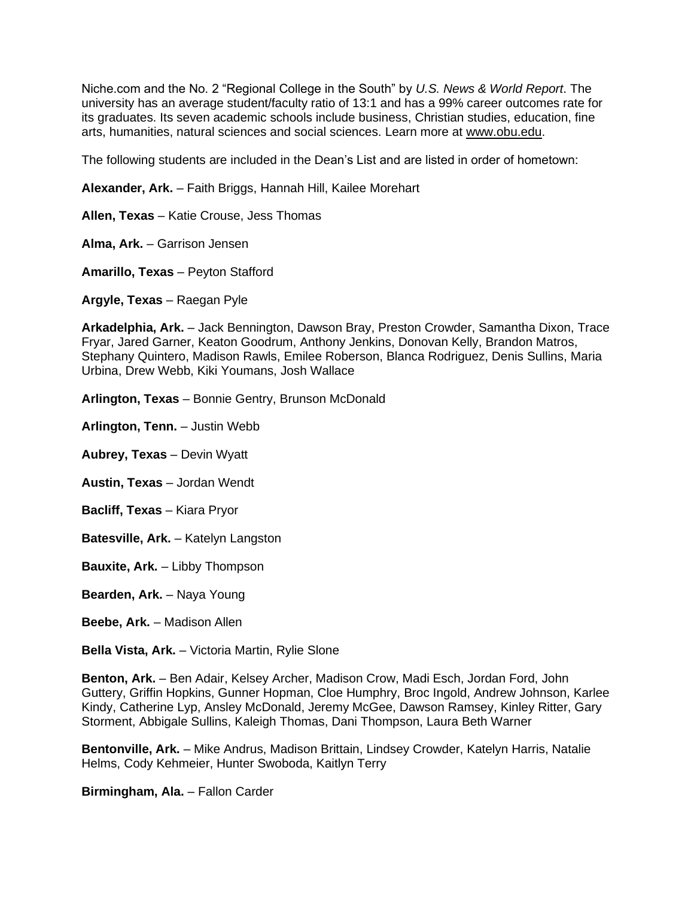Niche.com and the No. 2 "Regional College in the South" by *U.S. News & World Report*. The university has an average student/faculty ratio of 13:1 and has a 99% career outcomes rate for its graduates. Its seven academic schools include business, Christian studies, education, fine arts, humanities, natural sciences and social sciences. Learn more at www.obu.edu.

The following students are included in the Dean's List and are listed in order of hometown:

**Alexander, Ark.** – Faith Briggs, Hannah Hill, Kailee Morehart

**Allen, Texas** – Katie Crouse, Jess Thomas

**Alma, Ark.** – Garrison Jensen

**Amarillo, Texas** – Peyton Stafford

**Argyle, Texas** – Raegan Pyle

**Arkadelphia, Ark.** – Jack Bennington, Dawson Bray, Preston Crowder, Samantha Dixon, Trace Fryar, Jared Garner, Keaton Goodrum, Anthony Jenkins, Donovan Kelly, Brandon Matros, Stephany Quintero, Madison Rawls, Emilee Roberson, Blanca Rodriguez, Denis Sullins, Maria Urbina, Drew Webb, Kiki Youmans, Josh Wallace

**Arlington, Texas** – Bonnie Gentry, Brunson McDonald

**Arlington, Tenn.** – Justin Webb

**Aubrey, Texas** – Devin Wyatt

**Austin, Texas** – Jordan Wendt

**Bacliff, Texas** – Kiara Pryor

**Batesville, Ark.** – Katelyn Langston

**Bauxite, Ark.** – Libby Thompson

**Bearden, Ark.** – Naya Young

**Beebe, Ark.** – Madison Allen

**Bella Vista, Ark.** – Victoria Martin, Rylie Slone

**Benton, Ark.** – Ben Adair, Kelsey Archer, Madison Crow, Madi Esch, Jordan Ford, John Guttery, Griffin Hopkins, Gunner Hopman, Cloe Humphry, Broc Ingold, Andrew Johnson, Karlee Kindy, Catherine Lyp, Ansley McDonald, Jeremy McGee, Dawson Ramsey, Kinley Ritter, Gary Storment, Abbigale Sullins, Kaleigh Thomas, Dani Thompson, Laura Beth Warner

**Bentonville, Ark.** – Mike Andrus, Madison Brittain, Lindsey Crowder, Katelyn Harris, Natalie Helms, Cody Kehmeier, Hunter Swoboda, Kaitlyn Terry

**Birmingham, Ala.** – Fallon Carder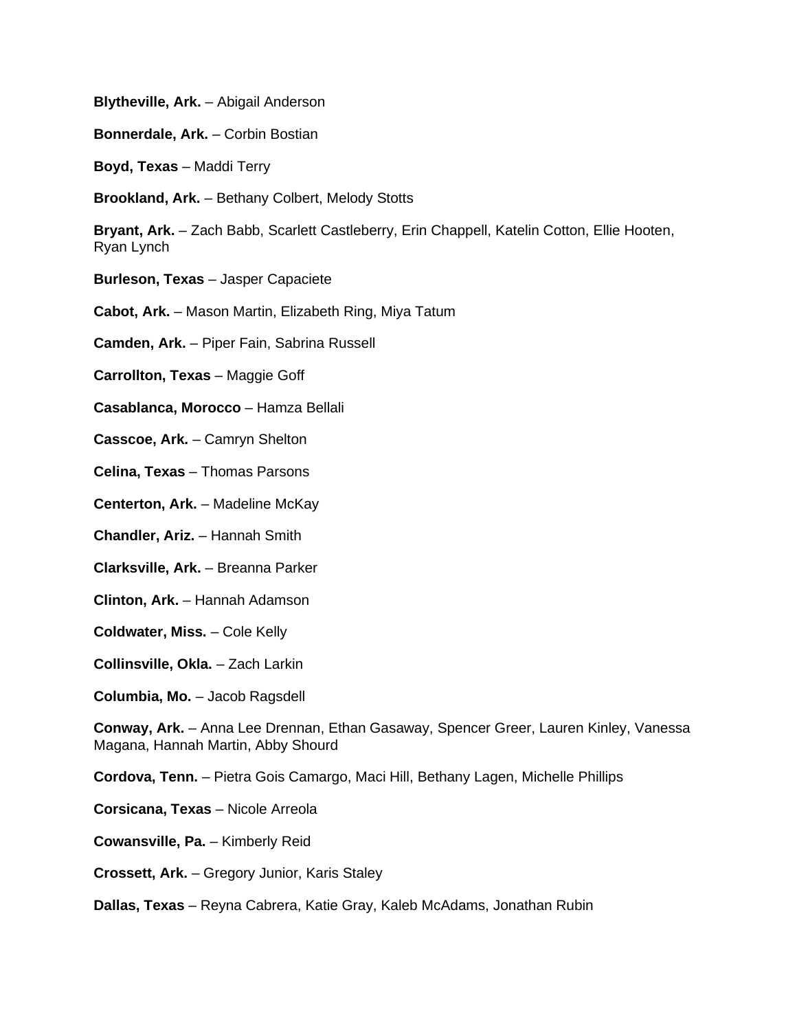**Blytheville, Ark.** – Abigail Anderson

**Bonnerdale, Ark.** – Corbin Bostian

**Boyd, Texas** – Maddi Terry

**Brookland, Ark.** – Bethany Colbert, Melody Stotts

**Bryant, Ark.** – Zach Babb, Scarlett Castleberry, Erin Chappell, Katelin Cotton, Ellie Hooten, Ryan Lynch

**Burleson, Texas** – Jasper Capaciete

**Cabot, Ark.** – Mason Martin, Elizabeth Ring, Miya Tatum

**Camden, Ark.** – Piper Fain, Sabrina Russell

**Carrollton, Texas** – Maggie Goff

**Casablanca, Morocco** – Hamza Bellali

**Casscoe, Ark.** – Camryn Shelton

**Celina, Texas** – Thomas Parsons

**Centerton, Ark.** – Madeline McKay

**Chandler, Ariz.** – Hannah Smith

**Clarksville, Ark.** – Breanna Parker

**Clinton, Ark.** – Hannah Adamson

**Coldwater, Miss.** – Cole Kelly

**Collinsville, Okla.** – Zach Larkin

**Columbia, Mo.** – Jacob Ragsdell

**Conway, Ark.** – Anna Lee Drennan, Ethan Gasaway, Spencer Greer, Lauren Kinley, Vanessa Magana, Hannah Martin, Abby Shourd

**Cordova, Tenn.** – Pietra Gois Camargo, Maci Hill, Bethany Lagen, Michelle Phillips

**Corsicana, Texas** – Nicole Arreola

**Cowansville, Pa.** – Kimberly Reid

**Crossett, Ark.** – Gregory Junior, Karis Staley

**Dallas, Texas** – Reyna Cabrera, Katie Gray, Kaleb McAdams, Jonathan Rubin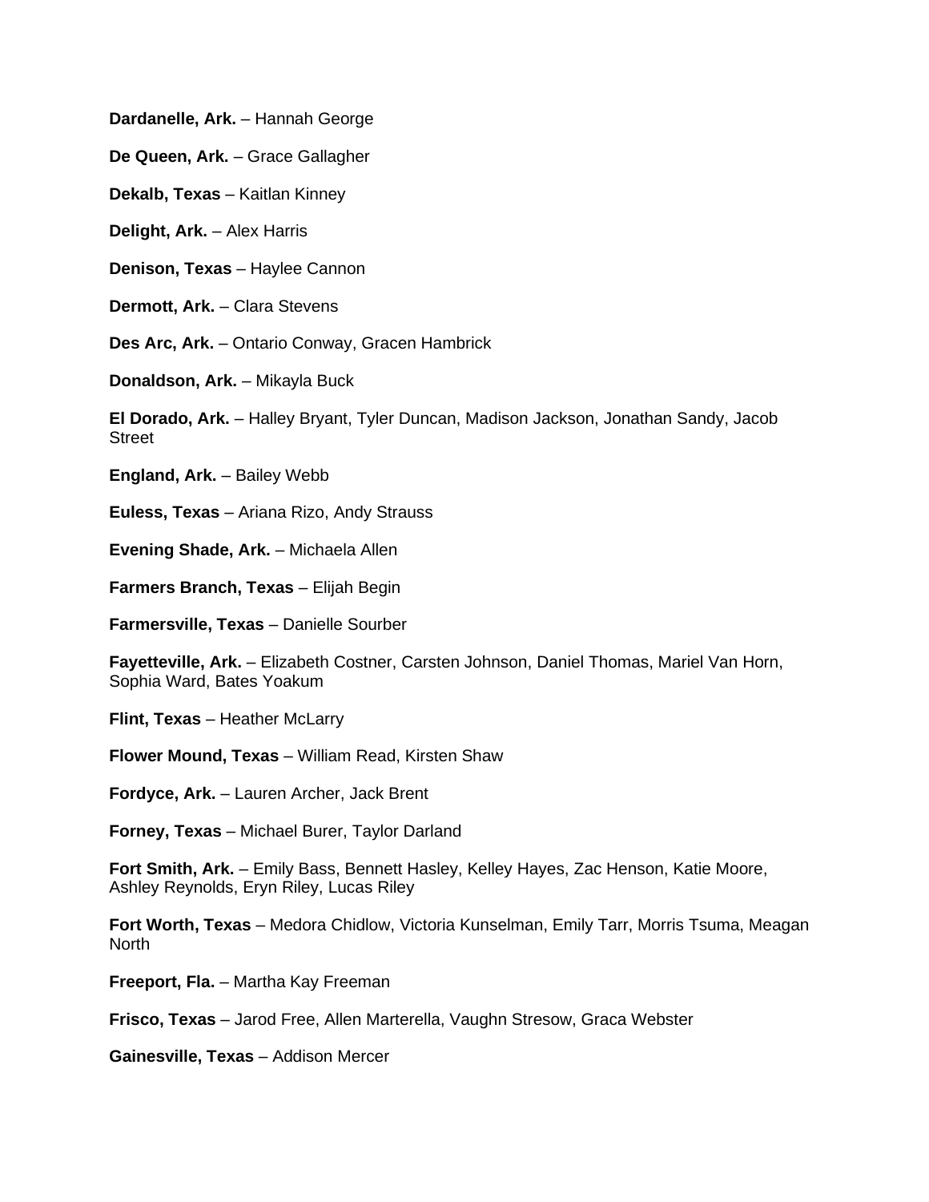**Dardanelle, Ark.** – Hannah George

**De Queen, Ark.** – Grace Gallagher

**Dekalb, Texas** – Kaitlan Kinney

**Delight, Ark.** – Alex Harris

**Denison, Texas** – Haylee Cannon

**Dermott, Ark.** – Clara Stevens

**Des Arc, Ark.** – Ontario Conway, Gracen Hambrick

**Donaldson, Ark.** – Mikayla Buck

**El Dorado, Ark.** – Halley Bryant, Tyler Duncan, Madison Jackson, Jonathan Sandy, Jacob Street

**England, Ark.** – Bailey Webb

**Euless, Texas** – Ariana Rizo, Andy Strauss

**Evening Shade, Ark.** – Michaela Allen

**Farmers Branch, Texas** – Elijah Begin

**Farmersville, Texas** – Danielle Sourber

**Fayetteville, Ark.** – Elizabeth Costner, Carsten Johnson, Daniel Thomas, Mariel Van Horn, Sophia Ward, Bates Yoakum

**Flint, Texas** – Heather McLarry

**Flower Mound, Texas** – William Read, Kirsten Shaw

**Fordyce, Ark.** – Lauren Archer, Jack Brent

**Forney, Texas** – Michael Burer, Taylor Darland

**Fort Smith, Ark.** – Emily Bass, Bennett Hasley, Kelley Hayes, Zac Henson, Katie Moore, Ashley Reynolds, Eryn Riley, Lucas Riley

**Fort Worth, Texas** – Medora Chidlow, Victoria Kunselman, Emily Tarr, Morris Tsuma, Meagan North

**Freeport, Fla.** – Martha Kay Freeman

**Frisco, Texas** – Jarod Free, Allen Marterella, Vaughn Stresow, Graca Webster

**Gainesville, Texas** – Addison Mercer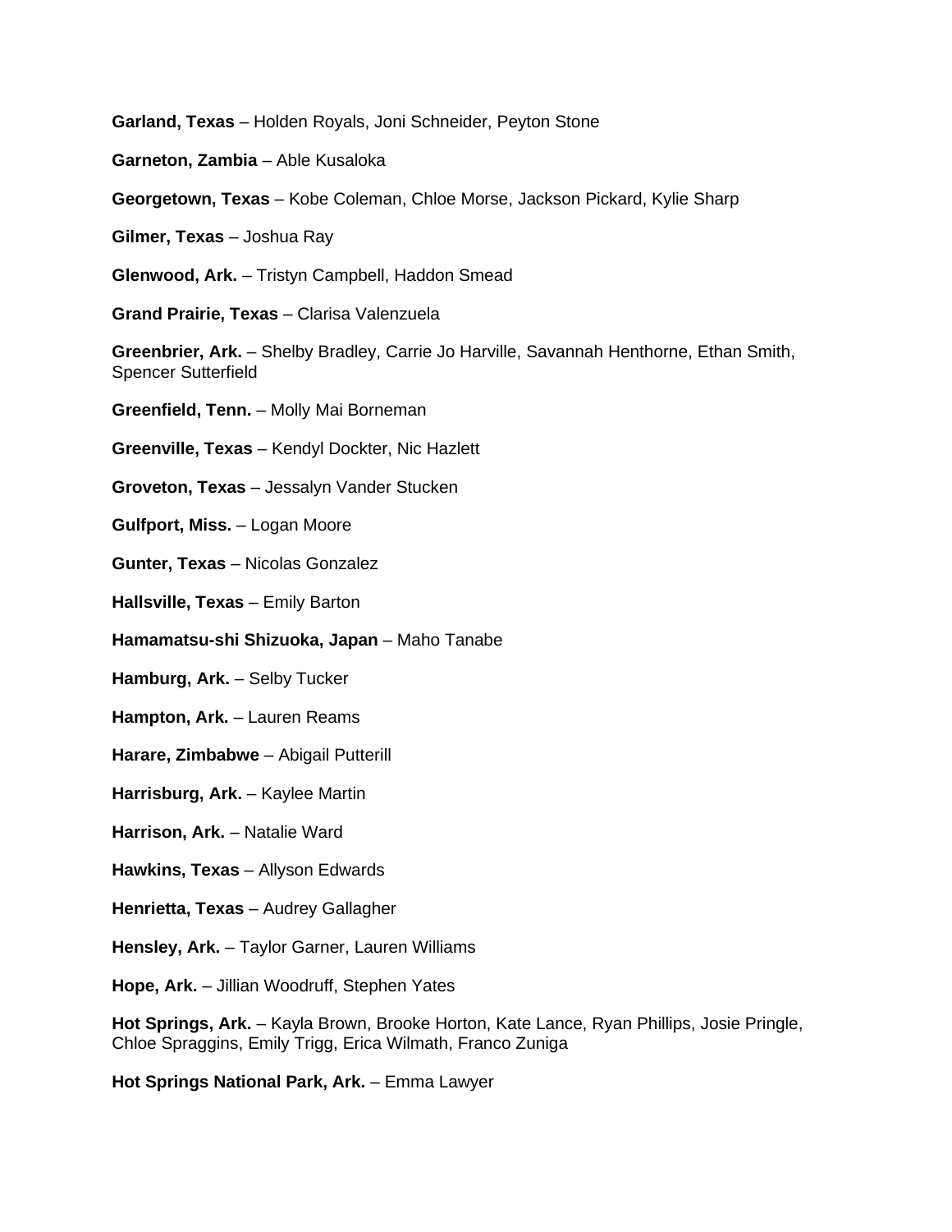**Garland, Texas** – Holden Royals, Joni Schneider, Peyton Stone

**Garneton, Zambia** – Able Kusaloka

**Georgetown, Texas** – Kobe Coleman, Chloe Morse, Jackson Pickard, Kylie Sharp

**Gilmer, Texas** – Joshua Ray

**Glenwood, Ark.** – Tristyn Campbell, Haddon Smead

**Grand Prairie, Texas** – Clarisa Valenzuela

**Greenbrier, Ark.** – Shelby Bradley, Carrie Jo Harville, Savannah Henthorne, Ethan Smith, Spencer Sutterfield

**Greenfield, Tenn.** – Molly Mai Borneman

**Greenville, Texas** – Kendyl Dockter, Nic Hazlett

**Groveton, Texas** – Jessalyn Vander Stucken

**Gulfport, Miss.** – Logan Moore

**Gunter, Texas** – Nicolas Gonzalez

**Hallsville, Texas** – Emily Barton

**Hamamatsu-shi Shizuoka, Japan** – Maho Tanabe

**Hamburg, Ark.** – Selby Tucker

**Hampton, Ark.** – Lauren Reams

**Harare, Zimbabwe** – Abigail Putterill

**Harrisburg, Ark.** – Kaylee Martin

**Harrison, Ark.** – Natalie Ward

**Hawkins, Texas** – Allyson Edwards

**Henrietta, Texas** – Audrey Gallagher

**Hensley, Ark.** – Taylor Garner, Lauren Williams

**Hope, Ark.** – Jillian Woodruff, Stephen Yates

**Hot Springs, Ark.** – Kayla Brown, Brooke Horton, Kate Lance, Ryan Phillips, Josie Pringle, Chloe Spraggins, Emily Trigg, Erica Wilmath, Franco Zuniga

**Hot Springs National Park, Ark.** – Emma Lawyer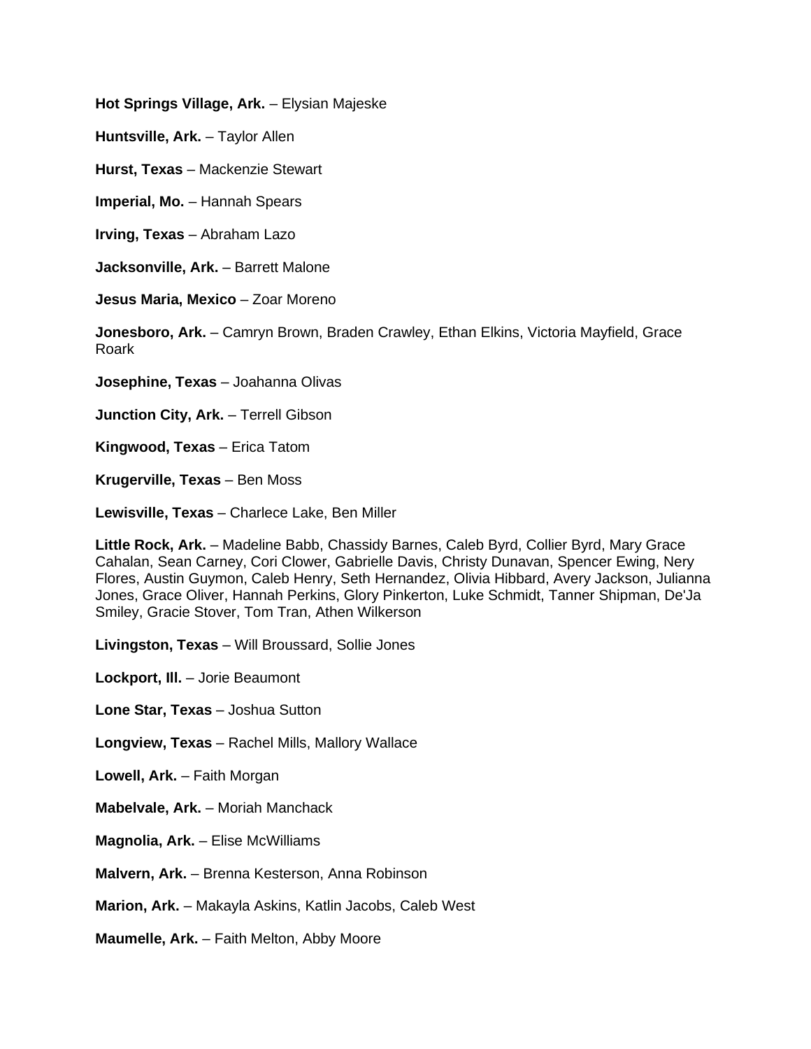**Hot Springs Village, Ark.** – Elysian Majeske

**Huntsville, Ark.** – Taylor Allen

**Hurst, Texas** – Mackenzie Stewart

**Imperial, Mo.** – Hannah Spears

**Irving, Texas** – Abraham Lazo

**Jacksonville, Ark.** – Barrett Malone

**Jesus Maria, Mexico** – Zoar Moreno

**Jonesboro, Ark.** – Camryn Brown, Braden Crawley, Ethan Elkins, Victoria Mayfield, Grace Roark

**Josephine, Texas** – Joahanna Olivas

**Junction City, Ark.** – Terrell Gibson

**Kingwood, Texas** – Erica Tatom

**Krugerville, Texas** – Ben Moss

**Lewisville, Texas** – Charlece Lake, Ben Miller

**Little Rock, Ark.** – Madeline Babb, Chassidy Barnes, Caleb Byrd, Collier Byrd, Mary Grace Cahalan, Sean Carney, Cori Clower, Gabrielle Davis, Christy Dunavan, Spencer Ewing, Nery Flores, Austin Guymon, Caleb Henry, Seth Hernandez, Olivia Hibbard, Avery Jackson, Julianna Jones, Grace Oliver, Hannah Perkins, Glory Pinkerton, Luke Schmidt, Tanner Shipman, De'Ja Smiley, Gracie Stover, Tom Tran, Athen Wilkerson

**Livingston, Texas** – Will Broussard, Sollie Jones

**Lockport, Ill.** – Jorie Beaumont

**Lone Star, Texas** – Joshua Sutton

**Longview, Texas** – Rachel Mills, Mallory Wallace

**Lowell, Ark.** – Faith Morgan

**Mabelvale, Ark.** – Moriah Manchack

**Magnolia, Ark.** – Elise McWilliams

**Malvern, Ark.** – Brenna Kesterson, Anna Robinson

**Marion, Ark.** – Makayla Askins, Katlin Jacobs, Caleb West

**Maumelle, Ark.** – Faith Melton, Abby Moore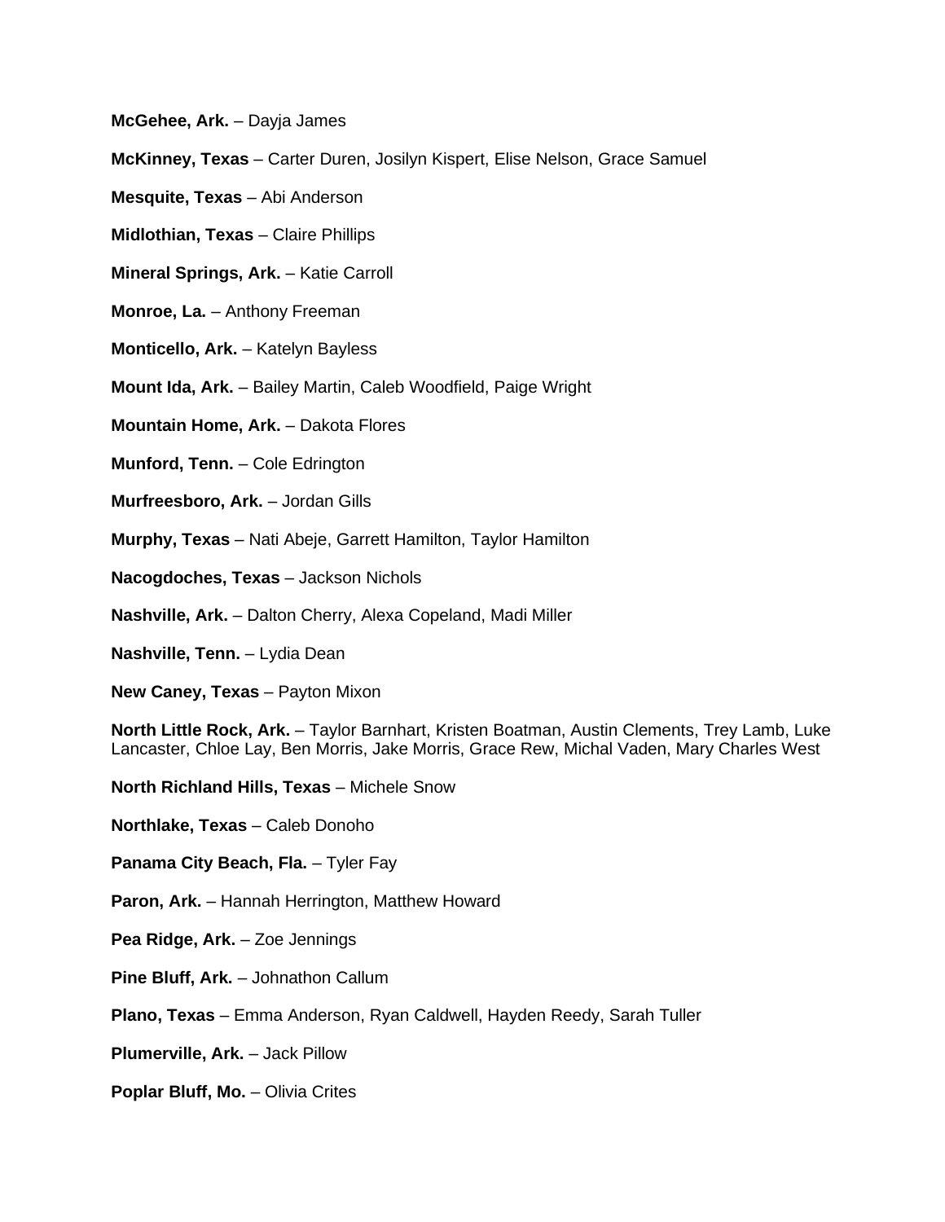**McGehee, Ark.** – Dayja James

**McKinney, Texas** – Carter Duren, Josilyn Kispert, Elise Nelson, Grace Samuel

**Mesquite, Texas** – Abi Anderson

**Midlothian, Texas** – Claire Phillips

**Mineral Springs, Ark.** – Katie Carroll

**Monroe, La.** – Anthony Freeman

**Monticello, Ark.** – Katelyn Bayless

**Mount Ida, Ark.** – Bailey Martin, Caleb Woodfield, Paige Wright

**Mountain Home, Ark.** – Dakota Flores

**Munford, Tenn.** – Cole Edrington

**Murfreesboro, Ark.** – Jordan Gills

**Murphy, Texas** – Nati Abeje, Garrett Hamilton, Taylor Hamilton

**Nacogdoches, Texas** – Jackson Nichols

**Nashville, Ark.** – Dalton Cherry, Alexa Copeland, Madi Miller

**Nashville, Tenn.** – Lydia Dean

**New Caney, Texas** – Payton Mixon

**North Little Rock, Ark.** – Taylor Barnhart, Kristen Boatman, Austin Clements, Trey Lamb, Luke Lancaster, Chloe Lay, Ben Morris, Jake Morris, Grace Rew, Michal Vaden, Mary Charles West

**North Richland Hills, Texas** – Michele Snow

**Northlake, Texas** – Caleb Donoho

**Panama City Beach, Fla.** – Tyler Fay

**Paron, Ark.** – Hannah Herrington, Matthew Howard

**Pea Ridge, Ark.** – Zoe Jennings

**Pine Bluff, Ark.** – Johnathon Callum

**Plano, Texas** – Emma Anderson, Ryan Caldwell, Hayden Reedy, Sarah Tuller

**Plumerville, Ark.** – Jack Pillow

**Poplar Bluff, Mo.** – Olivia Crites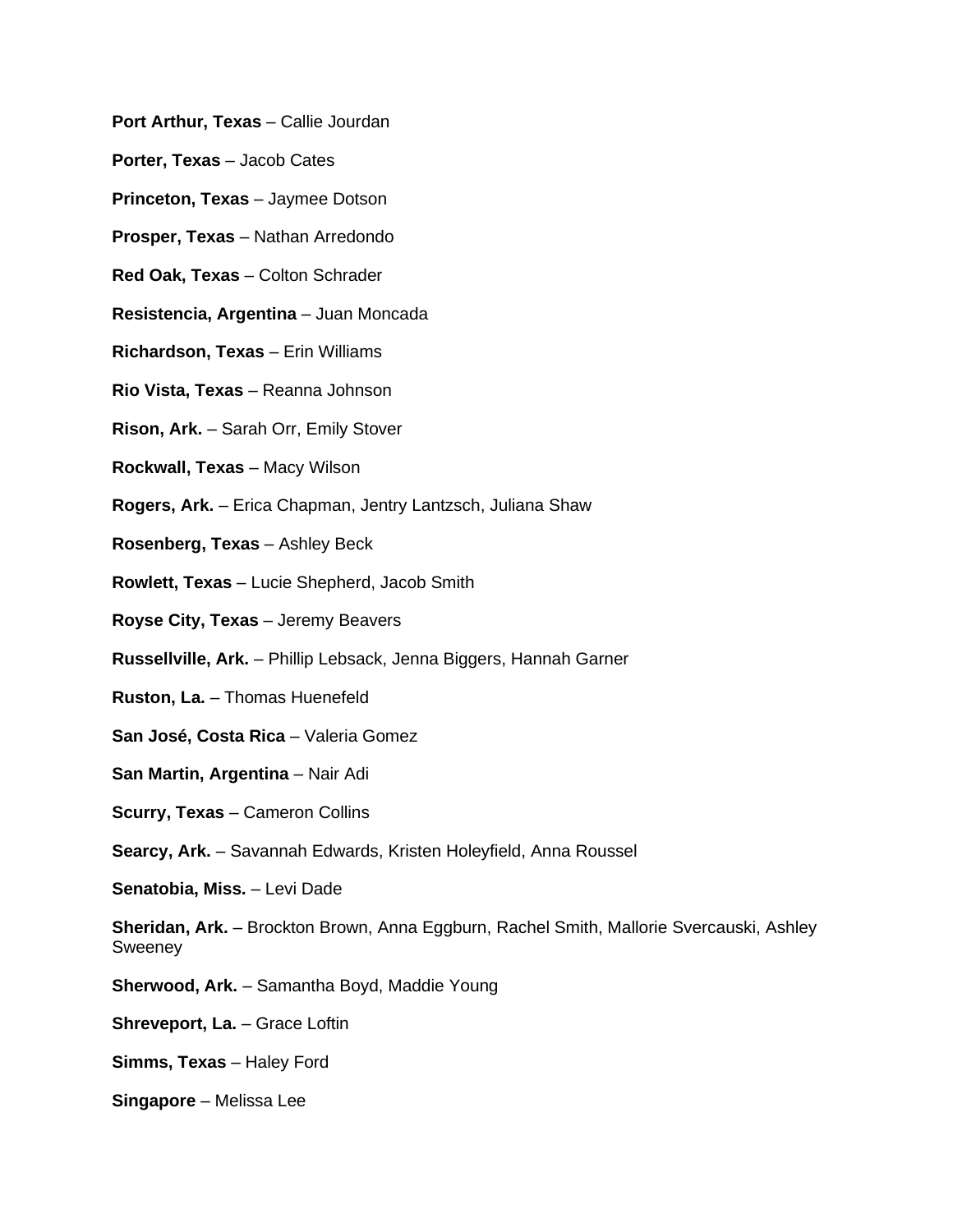**Port Arthur, Texas** – Callie Jourdan

**Porter, Texas** – Jacob Cates

**Princeton, Texas** – Jaymee Dotson

**Prosper, Texas** – Nathan Arredondo

**Red Oak, Texas** – Colton Schrader

**Resistencia, Argentina** – Juan Moncada

**Richardson, Texas** – Erin Williams

**Rio Vista, Texas** – Reanna Johnson

**Rison, Ark.** – Sarah Orr, Emily Stover

**Rockwall, Texas** – Macy Wilson

**Rogers, Ark.** – Erica Chapman, Jentry Lantzsch, Juliana Shaw

**Rosenberg, Texas** – Ashley Beck

**Rowlett, Texas** – Lucie Shepherd, Jacob Smith

**Royse City, Texas** – Jeremy Beavers

**Russellville, Ark.** – Phillip Lebsack, Jenna Biggers, Hannah Garner

**Ruston, La.** – Thomas Huenefeld

**San José, Costa Rica** – Valeria Gomez

**San Martin, Argentina** – Nair Adi

**Scurry, Texas** – Cameron Collins

**Searcy, Ark.** – Savannah Edwards, Kristen Holeyfield, Anna Roussel

**Senatobia, Miss.** – Levi Dade

**Sheridan, Ark.** – Brockton Brown, Anna Eggburn, Rachel Smith, Mallorie Svercauski, Ashley Sweeney

**Sherwood, Ark.** – Samantha Boyd, Maddie Young

**Shreveport, La.** – Grace Loftin

**Simms, Texas** – Haley Ford

**Singapore** – Melissa Lee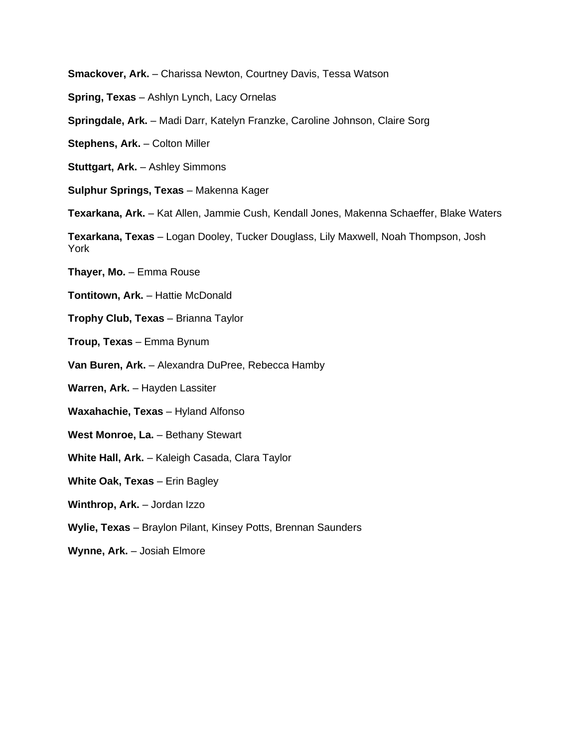**Smackover, Ark.** – Charissa Newton, Courtney Davis, Tessa Watson

**Spring, Texas** – Ashlyn Lynch, Lacy Ornelas

**Springdale, Ark.** – Madi Darr, Katelyn Franzke, Caroline Johnson, Claire Sorg

**Stephens, Ark.** – Colton Miller

**Stuttgart, Ark.** – Ashley Simmons

**Sulphur Springs, Texas** – Makenna Kager

**Texarkana, Ark.** – Kat Allen, Jammie Cush, Kendall Jones, Makenna Schaeffer, Blake Waters

**Texarkana, Texas** – Logan Dooley, Tucker Douglass, Lily Maxwell, Noah Thompson, Josh York

**Thayer, Mo.** – Emma Rouse

**Tontitown, Ark.** – Hattie McDonald

**Trophy Club, Texas** – Brianna Taylor

**Troup, Texas** – Emma Bynum

**Van Buren, Ark.** – Alexandra DuPree, Rebecca Hamby

**Warren, Ark.** – Hayden Lassiter

**Waxahachie, Texas** – Hyland Alfonso

**West Monroe, La.** – Bethany Stewart

**White Hall, Ark.** – Kaleigh Casada, Clara Taylor

**White Oak, Texas** – Erin Bagley

**Winthrop, Ark.** – Jordan Izzo

**Wylie, Texas** – Braylon Pilant, Kinsey Potts, Brennan Saunders

**Wynne, Ark.** – Josiah Elmore